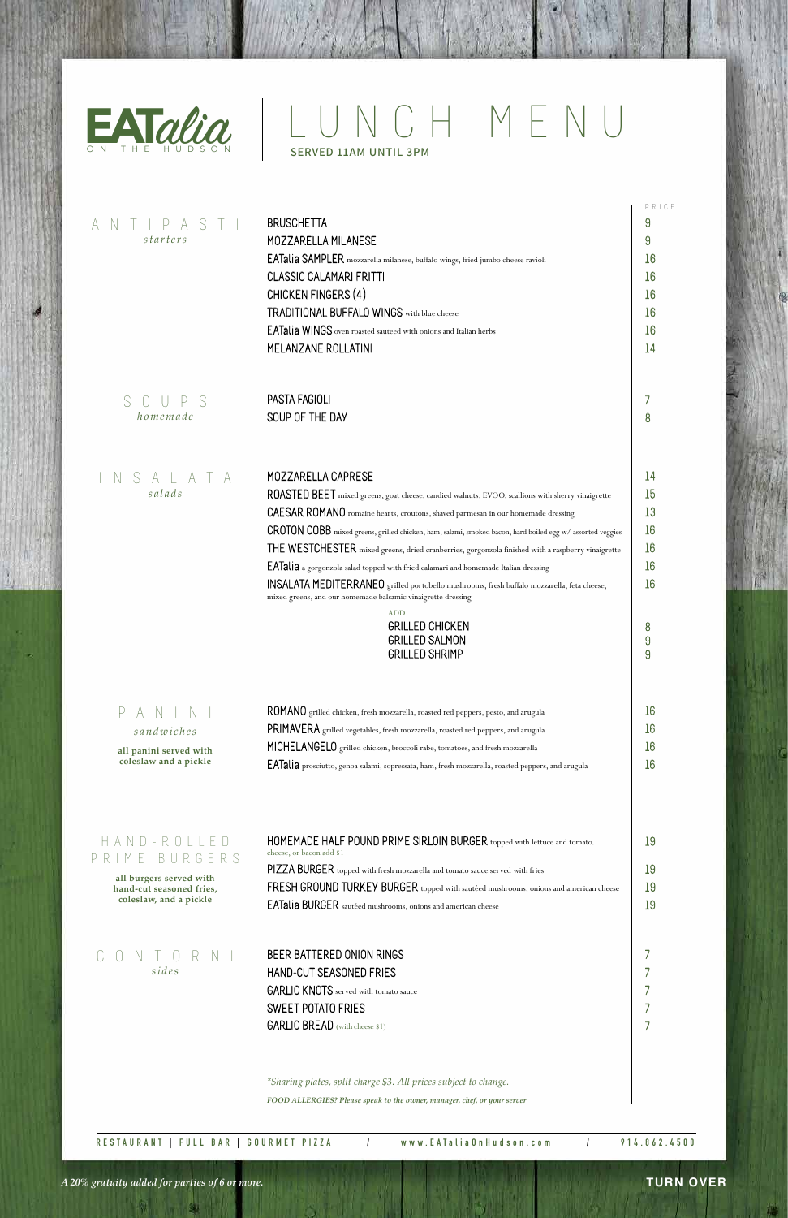# EATalia ON THE HUDSON

# LUNCH MENU

SERVED 11AM UNTIL 3PM

## ANTIPASTI
*starters*

| Item | PRICE |
|---|---|
| BRUSCHETTA | 9 |
| MOZZARELLA MILANESE | 9 |
| EATalia SAMPLER mozzarella milanese, buffalo wings, fried jumbo cheese ravioli | 16 |
| CLASSIC CALAMARI FRITTI | 16 |
| CHICKEN FINGERS (4) | 16 |
| TRADITIONAL BUFFALO WINGS with blue cheese | 16 |
| EATalia WINGS oven roasted sauteed with onions and Italian herbs | 16 |
| MELANZANE ROLLATINI | 14 |

## SOUPS
*homemade*

| Item | PRICE |
|---|---|
| PASTA FAGIOLI | 7 |
| SOUP OF THE DAY | 8 |

## INSALATA
*salads*

| Item | PRICE |
|---|---|
| MOZZARELLA CAPRESE | 14 |
| ROASTED BEET mixed greens, goat cheese, candied walnuts, EVOO, scallions with sherry vinaigrette | 15 |
| CAESAR ROMANO romaine hearts, croutons, shaved parmesan in our homemade dressing | 13 |
| CROTON COBB mixed greens, grilled chicken, ham, salami, smoked bacon, hard boiled egg w/ assorted veggies | 16 |
| THE WESTCHESTER mixed greens, dried cranberries, gorgonzola finished with a raspberry vinaigrette | 16 |
| EATalia a gorgonzola salad topped with fried calamari and homemade Italian dressing | 16 |
| INSALATA MEDITERRANEO grilled portobello mushrooms, fresh buffalo mozzarella, feta cheese, mixed greens, and our homemade balsamic vinaigrette dressing | 16 |

ADD

| Item | PRICE |
|---|---|
| GRILLED CHICKEN | 8 |
| GRILLED SALMON | 9 |
| GRILLED SHRIMP | 9 |

## PANINI
*sandwiches*

**all panini served with coleslaw and a pickle**

| Item | PRICE |
|---|---|
| ROMANO grilled chicken, fresh mozzarella, roasted red peppers, pesto, and arugula | 16 |
| PRIMAVERA grilled vegetables, fresh mozzarella, roasted red peppers, and arugula | 16 |
| MICHELANGELO grilled chicken, broccoli rabe, tomatoes, and fresh mozzarella | 16 |
| EATalia prosciutto, genoa salami, sopressata, ham, fresh mozzarella, roasted peppers, and arugula | 16 |

## HAND-ROLLED PRIME BURGERS

**all burgers served with hand-cut seasoned fries, coleslaw, and a pickle**

| Item | PRICE |
|---|---|
| HOMEMADE HALF POUND PRIME SIRLOIN BURGER topped with lettuce and tomato. cheese, or bacon add $1 | 19 |
| PIZZA BURGER topped with fresh mozzarella and tomato sauce served with fries | 19 |
| FRESH GROUND TURKEY BURGER topped with sautéed mushrooms, onions and american cheese | 19 |
| EATalia BURGER sautéed mushrooms, onions and american cheese | 19 |

## CONTORNI
*sides*

| Item | PRICE |
|---|---|
| BEER BATTERED ONION RINGS | 7 |
| HAND-CUT SEASONED FRIES | 7 |
| GARLIC KNOTS served with tomato sauce | 7 |
| SWEET POTATO FRIES | 7 |
| GARLIC BREAD (with cheese $1) | 7 |

*\*Sharing plates, split charge $3. All prices subject to change.*

***FOOD ALLERGIES? Please speak to the owner, manager, chef, or your server***

RESTAURANT | FULL BAR | GOURMET PIZZA / www.EATaliaOnHudson.com / 914.862.4500

*A 20% gratuity added for parties of 6 or more.*

**TURN OVER**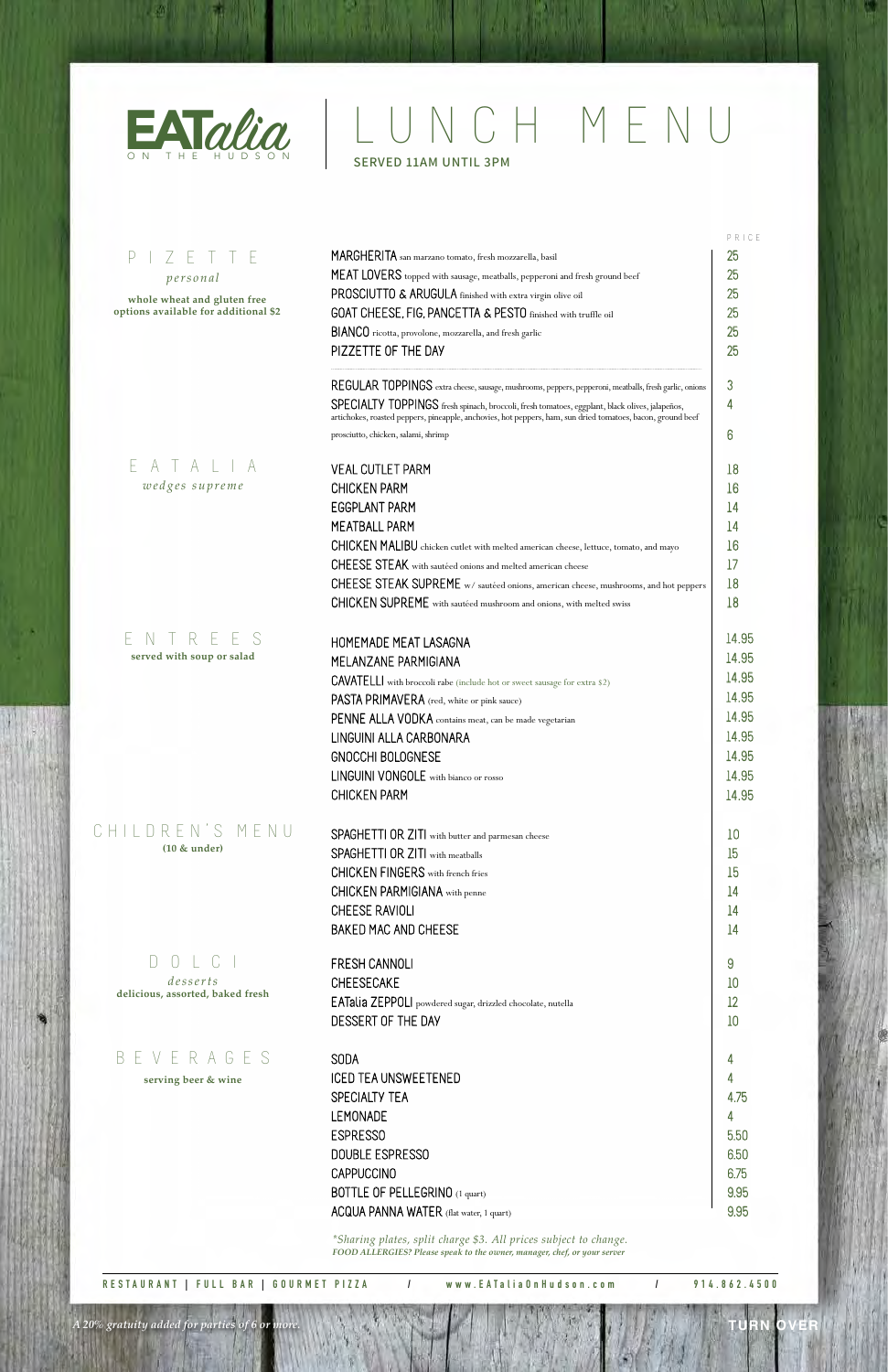# EATalia ON THE HUDSON

# LUNCH MENU

SERVED 11AM UNTIL 3PM

PRICE

## PIZETTE

*personal*

**whole wheat and gluten free options available for additional $2**

| | |
|---|---|
| MARGHERITA san marzano tomato, fresh mozzarella, basil | 25 |
| MEAT LOVERS topped with sausage, meatballs, pepperoni and fresh ground beef | 25 |
| PROSCIUTTO & ARUGULA finished with extra virgin olive oil | 25 |
| GOAT CHEESE, FIG, PANCETTA & PESTO finished with truffle oil | 25 |
| BIANCO ricotta, provolone, mozzarella, and fresh garlic | 25 |
| PIZZETTE OF THE DAY | 25 |
| REGULAR TOPPINGS extra cheese, sausage, mushrooms, peppers, pepperoni, meatballs, fresh garlic, onions | 3 |
| SPECIALTY TOPPINGS fresh spinach, broccoli, fresh tomatoes, eggplant, black olives, jalapeños, artichokes, roasted peppers, pineapple, anchovies, hot peppers, ham, sun dried tomatoes, bacon, ground beef | 4 |
| prosciutto, chicken, salami, shrimp | 6 |

## EATALIA

*wedges supreme*

| | |
|---|---|
| VEAL CUTLET PARM | 18 |
| CHICKEN PARM | 16 |
| EGGPLANT PARM | 14 |
| MEATBALL PARM | 14 |
| CHICKEN MALIBU chicken cutlet with melted american cheese, lettuce, tomato, and mayo | 16 |
| CHEESE STEAK with sautéed onions and melted american cheese | 17 |
| CHEESE STEAK SUPREME w/ sautéed onions, american cheese, mushrooms, and hot peppers | 18 |
| CHICKEN SUPREME with sautéed mushroom and onions, with melted swiss | 18 |

## ENTREES

**served with soup or salad**

| | |
|---|---|
| HOMEMADE MEAT LASAGNA | 14.95 |
| MELANZANE PARMIGIANA | 14.95 |
| CAVATELLI with broccoli rabe (include hot or sweet sausage for extra $2) | 14.95 |
| PASTA PRIMAVERA (red, white or pink sauce) | 14.95 |
| PENNE ALLA VODKA contains meat, can be made vegetarian | 14.95 |
| LINGUINI ALLA CARBONARA | 14.95 |
| GNOCCHI BOLOGNESE | 14.95 |
| LINGUINI VONGOLE with bianco or rosso | 14.95 |
| CHICKEN PARM | 14.95 |

## CHILDREN'S MENU

**(10 & under)**

| | |
|---|---|
| SPAGHETTI OR ZITI with butter and parmesan cheese | 10 |
| SPAGHETTI OR ZITI with meatballs | 15 |
| CHICKEN FINGERS with french fries | 15 |
| CHICKEN PARMIGIANA with penne | 14 |
| CHEESE RAVIOLI | 14 |
| BAKED MAC AND CHEESE | 14 |

## DOLCI

*desserts*

**delicious, assorted, baked fresh**

| | |
|---|---|
| FRESH CANNOLI | 9 |
| CHEESECAKE | 10 |
| EATalia ZEPPOLI powdered sugar, drizzled chocolate, nutella | 12 |
| DESSERT OF THE DAY | 10 |

## BEVERAGES

**serving beer & wine**

| | |
|---|---|
| SODA | 4 |
| ICED TEA UNSWEETENED | 4 |
| SPECIALTY TEA | 4.75 |
| LEMONADE | 4 |
| ESPRESSO | 5.50 |
| DOUBLE ESPRESSO | 6.50 |
| CAPPUCCINO | 6.75 |
| BOTTLE OF PELLEGRINO (1 quart) | 9.95 |
| ACQUA PANNA WATER (flat water, 1 quart) | 9.95 |

*\*Sharing plates, split charge $3. All prices subject to change.*
***FOOD ALLERGIES? Please speak to the owner, manager, chef, or your server***

RESTAURANT | FULL BAR | GOURMET PIZZA / www.EATaliaOnHudson.com / 914.862.4500

*A 20% gratuity added for parties of 6 or more.*

TURN OVER